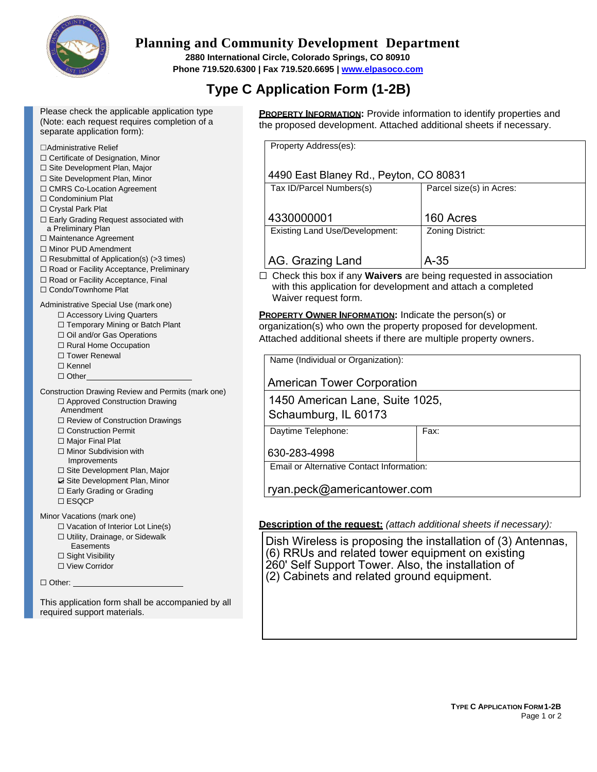# Planning and Community Development Department

**2880 International Circle, Colorado Springs, CO 80910**
**Phone 719.520.6300 | Fax 719.520.6695 | www.elpasoco.com**

## Type C Application Form (1-2B)

Please check the applicable application type (Note: each request requires completion of a separate application form):

- ☐ Administrative Relief
- ☐ Certificate of Designation, Minor
- ☐ Site Development Plan, Major
- ☐ Site Development Plan, Minor
- ☐ CMRS Co-Location Agreement
- ☐ Condominium Plat
- ☐ Crystal Park Plat
- ☐ Early Grading Request associated with a Preliminary Plan
- ☐ Maintenance Agreement
- ☐ Minor PUD Amendment
- ☐ Resubmittal of Application(s) (>3 times)
- ☐ Road or Facility Acceptance, Preliminary
- ☐ Road or Facility Acceptance, Final
- ☐ Condo/Townhome Plat

Administrative Special Use (mark one)

- ☐ Accessory Living Quarters
- ☐ Temporary Mining or Batch Plant
- ☐ Oil and/or Gas Operations
- ☐ Rural Home Occupation
- ☐ Tower Renewal
- ☐ Kennel
- ☐ Other ______________

Construction Drawing Review and Permits (mark one)

- ☐ Approved Construction Drawing Amendment
- ☐ Review of Construction Drawings
- ☐ Construction Permit
- ☐ Major Final Plat
- ☐ Minor Subdivision with Improvements
- ☐ Site Development Plan, Major
- ☑ Site Development Plan, Minor
- ☐ Early Grading or Grading
- ☐ ESQCP

Minor Vacations (mark one)

- ☐ Vacation of Interior Lot Line(s)
- ☐ Utility, Drainage, or Sidewalk Easements
- ☐ Sight Visibility
- ☐ View Corridor

☐ Other: ______________________

This application form shall be accompanied by all required support materials.

**PROPERTY INFORMATION:** Provide information to identify properties and the proposed development. Attached additional sheets if necessary.

| Property Address(es): | |
|---|---|
| 4490 East Blaney Rd., Peyton, CO 80831 | |
| **Tax ID/Parcel Numbers(s)** | **Parcel size(s) in Acres:** |
| 4330000001 | 160 Acres |
| **Existing Land Use/Development:** | **Zoning District:** |
| AG. Grazing Land | A-35 |

☐ Check this box if any **Waivers** are being requested in association with this application for development and attach a completed Waiver request form.

**PROPERTY OWNER INFORMATION:** Indicate the person(s) or organization(s) who own the property proposed for development. Attached additional sheets if there are multiple property owners.

| Name (Individual or Organization): | |
|---|---|
| American Tower Corporation | |
| 1450 American Lane, Suite 1025, Schaumburg, IL 60173 | |
| **Daytime Telephone:** | **Fax:** |
| 630-283-4998 | |
| **Email or Alternative Contact Information:** | |
| ryan.peck@americantower.com | |

**Description of the request:** *(attach additional sheets if necessary):*

Dish Wireless is proposing the installation of (3) Antennas, (6) RRUs and related tower equipment on existing 260' Self Support Tower. Also, the installation of (2) Cabinets and related ground equipment.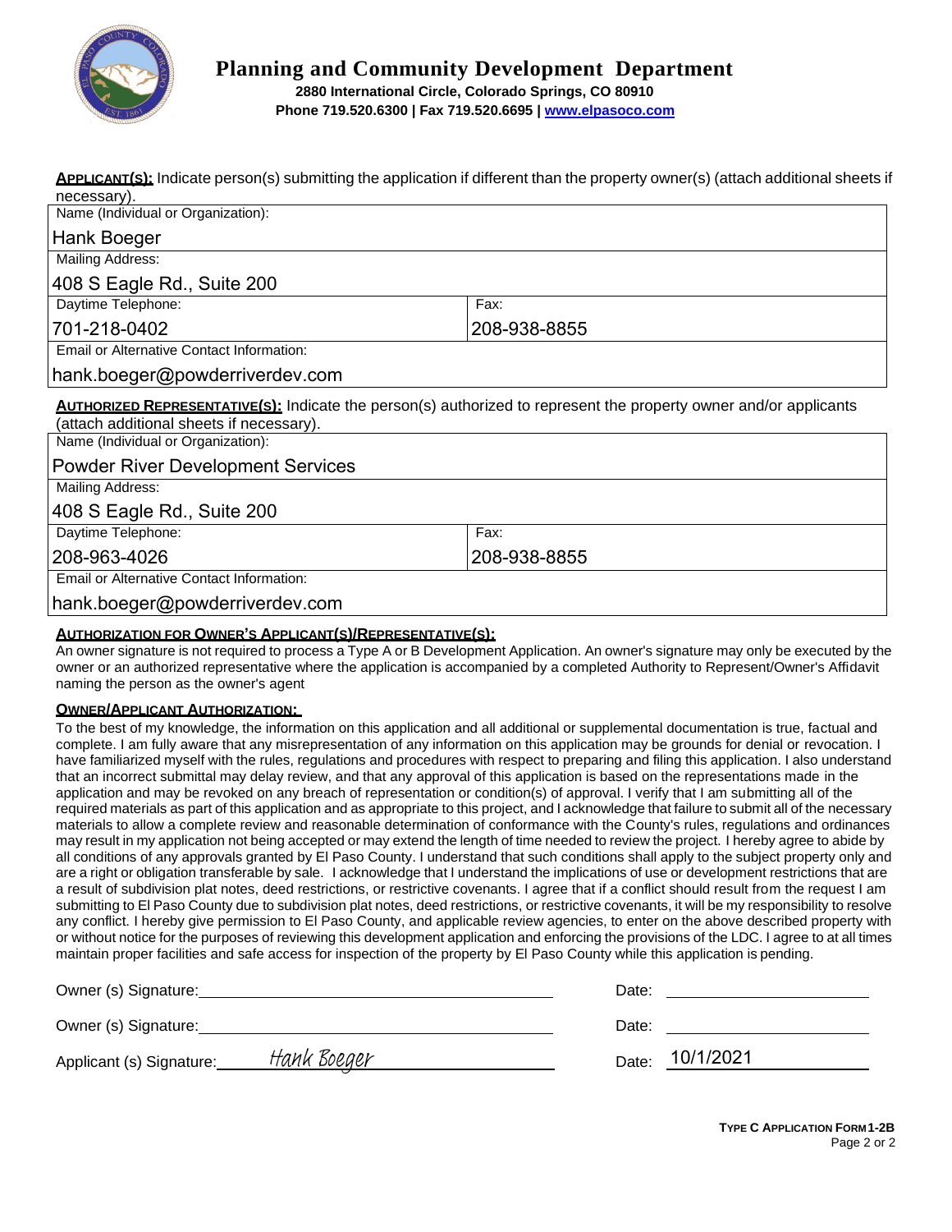# Planning and Community Development Department

**2880 International Circle, Colorado Springs, CO 80910**
**Phone 719.520.6300 | Fax 719.520.6695 | www.elpasoco.com**

**APPLICANT(S):** Indicate person(s) submitting the application if different than the property owner(s) (attach additional sheets if necessary).

| | |
|---|---|
| Name (Individual or Organization): Hank Boeger | |
| Mailing Address: 408 S Eagle Rd., Suite 200 | |
| Daytime Telephone: 701-218-0402 | Fax: 208-938-8855 |
| Email or Alternative Contact Information: hank.boeger@powderriverdev.com | |

**AUTHORIZED REPRESENTATIVE(S):** Indicate the person(s) authorized to represent the property owner and/or applicants (attach additional sheets if necessary).

| | |
|---|---|
| Name (Individual or Organization): Powder River Development Services | |
| Mailing Address: 408 S Eagle Rd., Suite 200 | |
| Daytime Telephone: 208-963-4026 | Fax: 208-938-8855 |
| Email or Alternative Contact Information: hank.boeger@powderriverdev.com | |

**AUTHORIZATION FOR OWNER'S APPLICANT(S)/REPRESENTATIVE(S):**

An owner signature is not required to process a Type A or B Development Application. An owner's signature may only be executed by the owner or an authorized representative where the application is accompanied by a completed Authority to Represent/Owner's Affidavit naming the person as the owner's agent

**OWNER/APPLICANT AUTHORIZATION:**

To the best of my knowledge, the information on this application and all additional or supplemental documentation is true, factual and complete. I am fully aware that any misrepresentation of any information on this application may be grounds for denial or revocation. I have familiarized myself with the rules, regulations and procedures with respect to preparing and filing this application. I also understand that an incorrect submittal may delay review, and that any approval of this application is based on the representations made in the application and may be revoked on any breach of representation or condition(s) of approval. I verify that I am submitting all of the required materials as part of this application and as appropriate to this project, and I acknowledge that failure to submit all of the necessary materials to allow a complete review and reasonable determination of conformance with the County's rules, regulations and ordinances may result in my application not being accepted or may extend the length of time needed to review the project. I hereby agree to abide by all conditions of any approvals granted by El Paso County. I understand that such conditions shall apply to the subject property only and are a right or obligation transferable by sale. I acknowledge that I understand the implications of use or development restrictions that are a result of subdivision plat notes, deed restrictions, or restrictive covenants. I agree that if a conflict should result from the request I am submitting to El Paso County due to subdivision plat notes, deed restrictions, or restrictive covenants, it will be my responsibility to resolve any conflict. I hereby give permission to El Paso County, and applicable review agencies, to enter on the above described property with or without notice for the purposes of reviewing this development application and enforcing the provisions of the LDC. I agree to at all times maintain proper facilities and safe access for inspection of the property by El Paso County while this application is pending.

Owner (s) Signature: ______________________ Date: ____________

Owner (s) Signature: ______________________ Date: ____________

Applicant (s) Signature: *Hank Boeger* Date: 10/1/2021

**TYPE C APPLICATION FORM 1-2B**